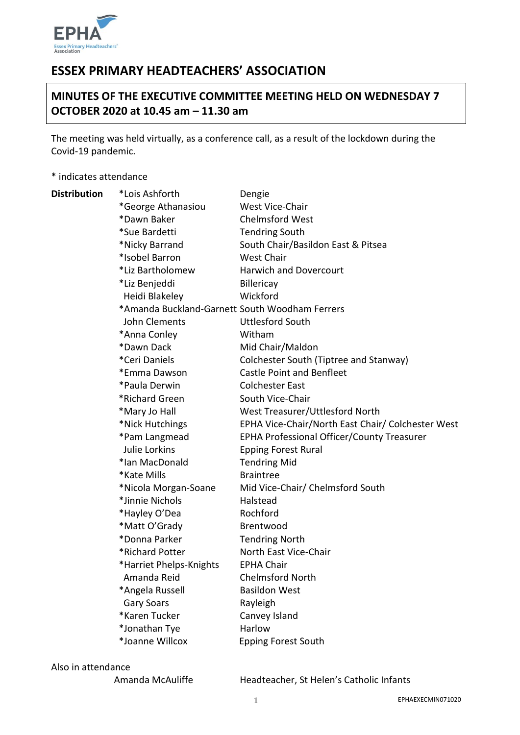# ESSEX PRIMARY HEADTEACHERS' ASSOCIATION

## MINUTES OF THE EXECUTIVE COMMITTEE MEETING HELD ON WEDNESDAY 7 OCTOBER 2020 at 10.45 am – 11.30 am

The meeting was held virtually, as a conference call, as a result of the lockdown during the Covid-19 pandemic.

* indicates attendance

| **Distribution** | | |
|---|---|---|
| | *Lois Ashforth | Dengie |
| | *George Athanasiou | West Vice-Chair |
| | *Dawn Baker | Chelmsford West |
| | *Sue Bardetti | Tendring South |
| | *Nicky Barrand | South Chair/Basildon East & Pitsea |
| | *Isobel Barron | West Chair |
| | *Liz Bartholomew | Harwich and Dovercourt |
| | *Liz Benjeddi | Billericay |
| | Heidi Blakeley | Wickford |
| | *Amanda Buckland-Garnett | South Woodham Ferrers |
| | John Clements | Uttlesford South |
| | *Anna Conley | Witham |
| | *Dawn Dack | Mid Chair/Maldon |
| | *Ceri Daniels | Colchester South (Tiptree and Stanway) |
| | *Emma Dawson | Castle Point and Benfleet |
| | *Paula Derwin | Colchester East |
| | *Richard Green | South Vice-Chair |
| | *Mary Jo Hall | West Treasurer/Uttlesford North |
| | *Nick Hutchings | EPHA Vice-Chair/North East Chair/ Colchester West |
| | *Pam Langmead | EPHA Professional Officer/County Treasurer |
| | Julie Lorkins | Epping Forest Rural |
| | *Ian MacDonald | Tendring Mid |
| | *Kate Mills | Braintree |
| | *Nicola Morgan-Soane | Mid Vice-Chair/ Chelmsford South |
| | *Jinnie Nichols | Halstead |
| | *Hayley O'Dea | Rochford |
| | *Matt O'Grady | Brentwood |
| | *Donna Parker | Tendring North |
| | *Richard Potter | North East Vice-Chair |
| | *Harriet Phelps-Knights | EPHA Chair |
| | Amanda Reid | Chelmsford North |
| | *Angela Russell | Basildon West |
| | Gary Soars | Rayleigh |
| | *Karen Tucker | Canvey Island |
| | *Jonathan Tye | Harlow |
| | *Joanne Willcox | Epping Forest South |

Also in attendance

| | |
|---|---|
| Amanda McAuliffe | Headteacher, St Helen's Catholic Infants |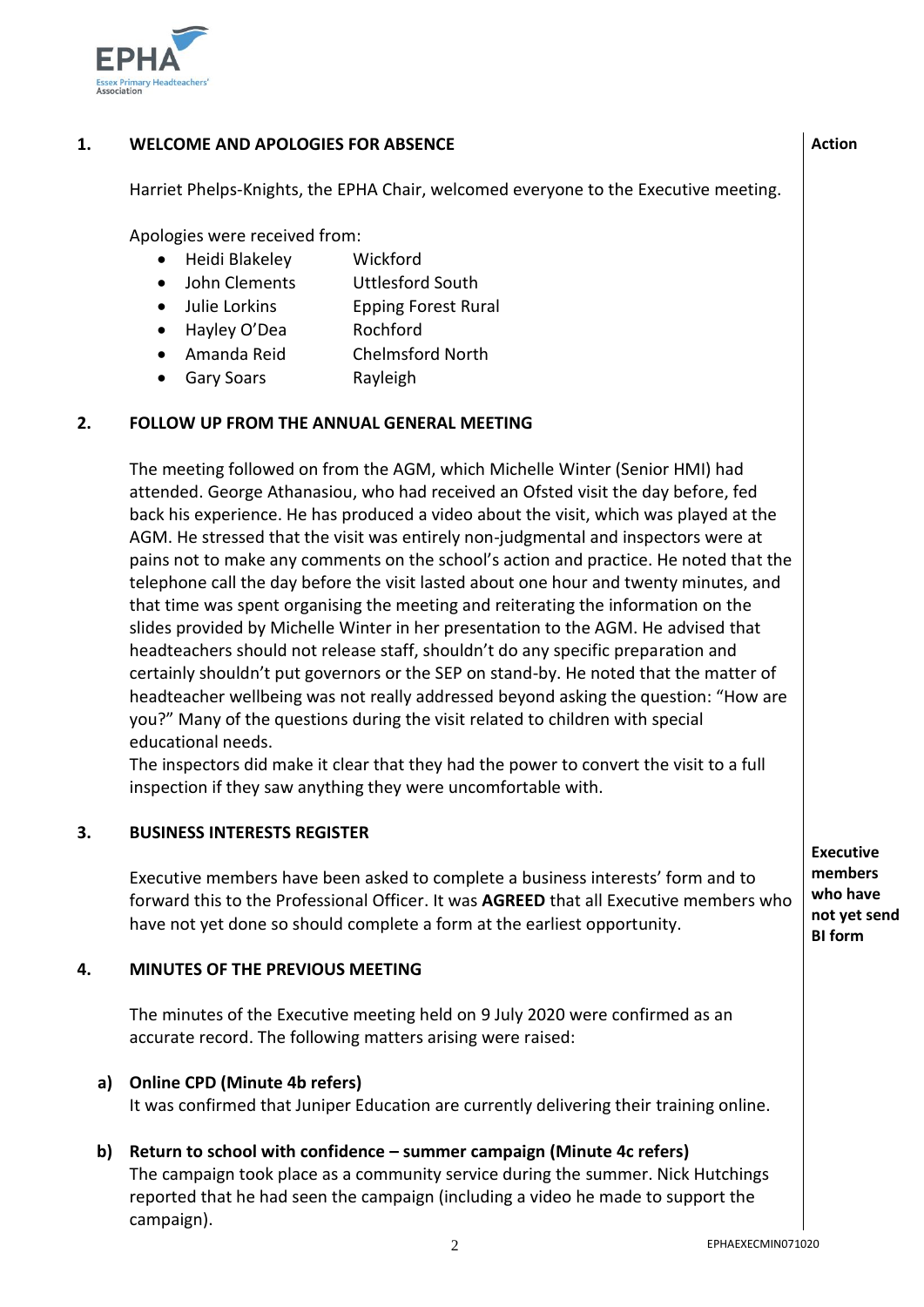## 1. WELCOME AND APOLOGIES FOR ABSENCE

**Action**

Harriet Phelps-Knights, the EPHA Chair, welcomed everyone to the Executive meeting.

Apologies were received from:

- Heidi Blakeley — Wickford
- John Clements — Uttlesford South
- Julie Lorkins — Epping Forest Rural
- Hayley O'Dea — Rochford
- Amanda Reid — Chelmsford North
- Gary Soars — Rayleigh

## 2. FOLLOW UP FROM THE ANNUAL GENERAL MEETING

The meeting followed on from the AGM, which Michelle Winter (Senior HMI) had attended. George Athanasiou, who had received an Ofsted visit the day before, fed back his experience. He has produced a video about the visit, which was played at the AGM. He stressed that the visit was entirely non-judgmental and inspectors were at pains not to make any comments on the school's action and practice. He noted that the telephone call the day before the visit lasted about one hour and twenty minutes, and that time was spent organising the meeting and reiterating the information on the slides provided by Michelle Winter in her presentation to the AGM. He advised that headteachers should not release staff, shouldn't do any specific preparation and certainly shouldn't put governors or the SEP on stand-by. He noted that the matter of headteacher wellbeing was not really addressed beyond asking the question: "How are you?" Many of the questions during the visit related to children with special educational needs.
The inspectors did make it clear that they had the power to convert the visit to a full inspection if they saw anything they were uncomfortable with.

## 3. BUSINESS INTERESTS REGISTER

Executive members have been asked to complete a business interests' form and to forward this to the Professional Officer. It was **AGREED** that all Executive members who have not yet done so should complete a form at the earliest opportunity.

**Action: Executive members who have not yet send BI form**

## 4. MINUTES OF THE PREVIOUS MEETING

The minutes of the Executive meeting held on 9 July 2020 were confirmed as an accurate record. The following matters arising were raised:

### a) Online CPD (Minute 4b refers)

It was confirmed that Juniper Education are currently delivering their training online.

### b) Return to school with confidence – summer campaign (Minute 4c refers)

The campaign took place as a community service during the summer. Nick Hutchings reported that he had seen the campaign (including a video he made to support the campaign).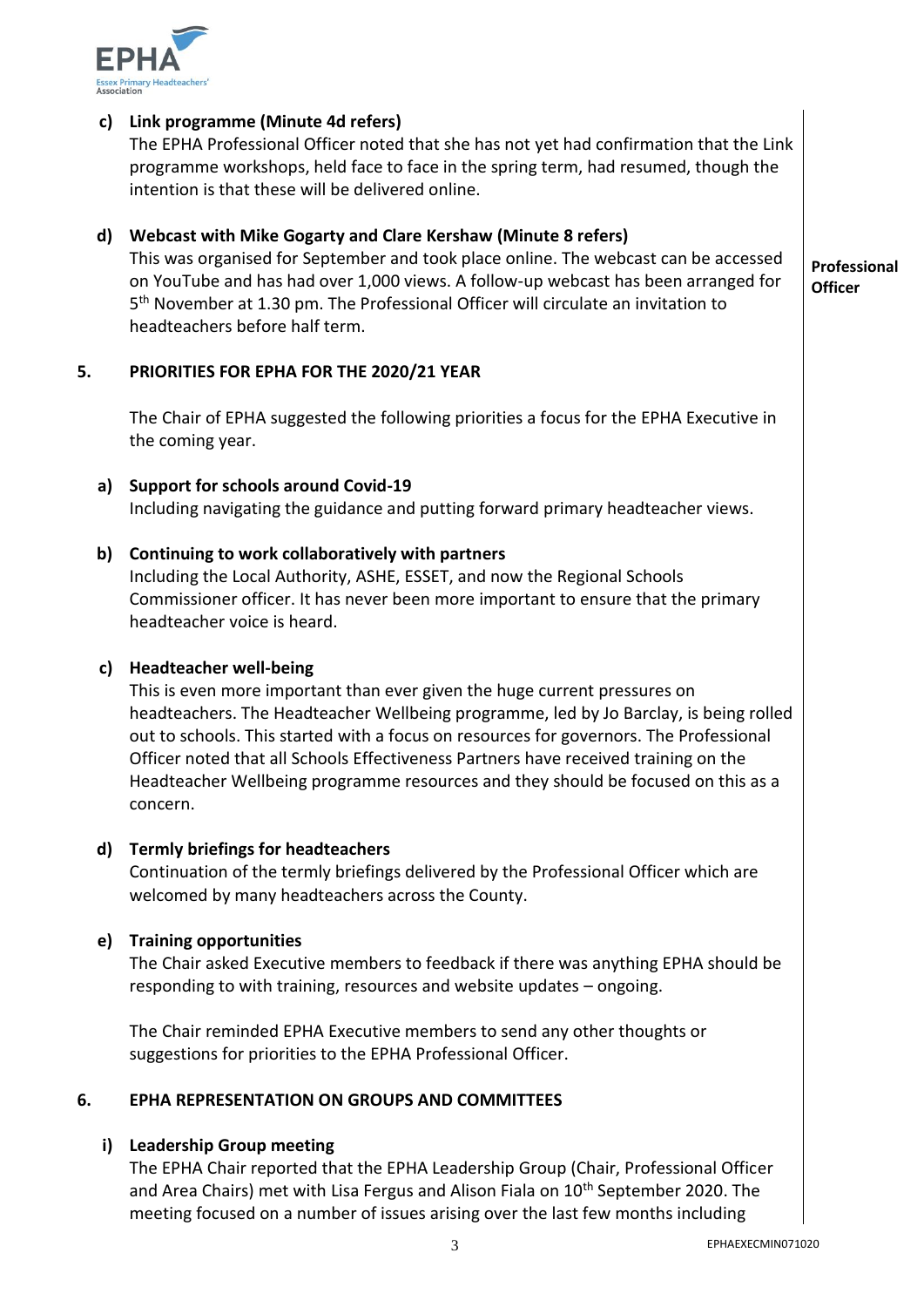**c) Link programme (Minute 4d refers)**

The EPHA Professional Officer noted that she has not yet had confirmation that the Link programme workshops, held face to face in the spring term, had resumed, though the intention is that these will be delivered online.

**d) Webcast with Mike Gogarty and Clare Kershaw (Minute 8 refers)**

This was organised for September and took place online. The webcast can be accessed on YouTube and has had over 1,000 views. A follow-up webcast has been arranged for 5th November at 1.30 pm. The Professional Officer will circulate an invitation to headteachers before half term. **Professional Officer**

## 5. PRIORITIES FOR EPHA FOR THE 2020/21 YEAR

The Chair of EPHA suggested the following priorities a focus for the EPHA Executive in the coming year.

**a) Support for schools around Covid-19**

Including navigating the guidance and putting forward primary headteacher views.

**b) Continuing to work collaboratively with partners**

Including the Local Authority, ASHE, ESSET, and now the Regional Schools Commissioner officer. It has never been more important to ensure that the primary headteacher voice is heard.

**c) Headteacher well-being**

This is even more important than ever given the huge current pressures on headteachers. The Headteacher Wellbeing programme, led by Jo Barclay, is being rolled out to schools. This started with a focus on resources for governors. The Professional Officer noted that all Schools Effectiveness Partners have received training on the Headteacher Wellbeing programme resources and they should be focused on this as a concern.

**d) Termly briefings for headteachers**

Continuation of the termly briefings delivered by the Professional Officer which are welcomed by many headteachers across the County.

**e) Training opportunities**

The Chair asked Executive members to feedback if there was anything EPHA should be responding to with training, resources and website updates – ongoing.

The Chair reminded EPHA Executive members to send any other thoughts or suggestions for priorities to the EPHA Professional Officer.

## 6. EPHA REPRESENTATION ON GROUPS AND COMMITTEES

**i) Leadership Group meeting**

The EPHA Chair reported that the EPHA Leadership Group (Chair, Professional Officer and Area Chairs) met with Lisa Fergus and Alison Fiala on 10th September 2020. The meeting focused on a number of issues arising over the last few months including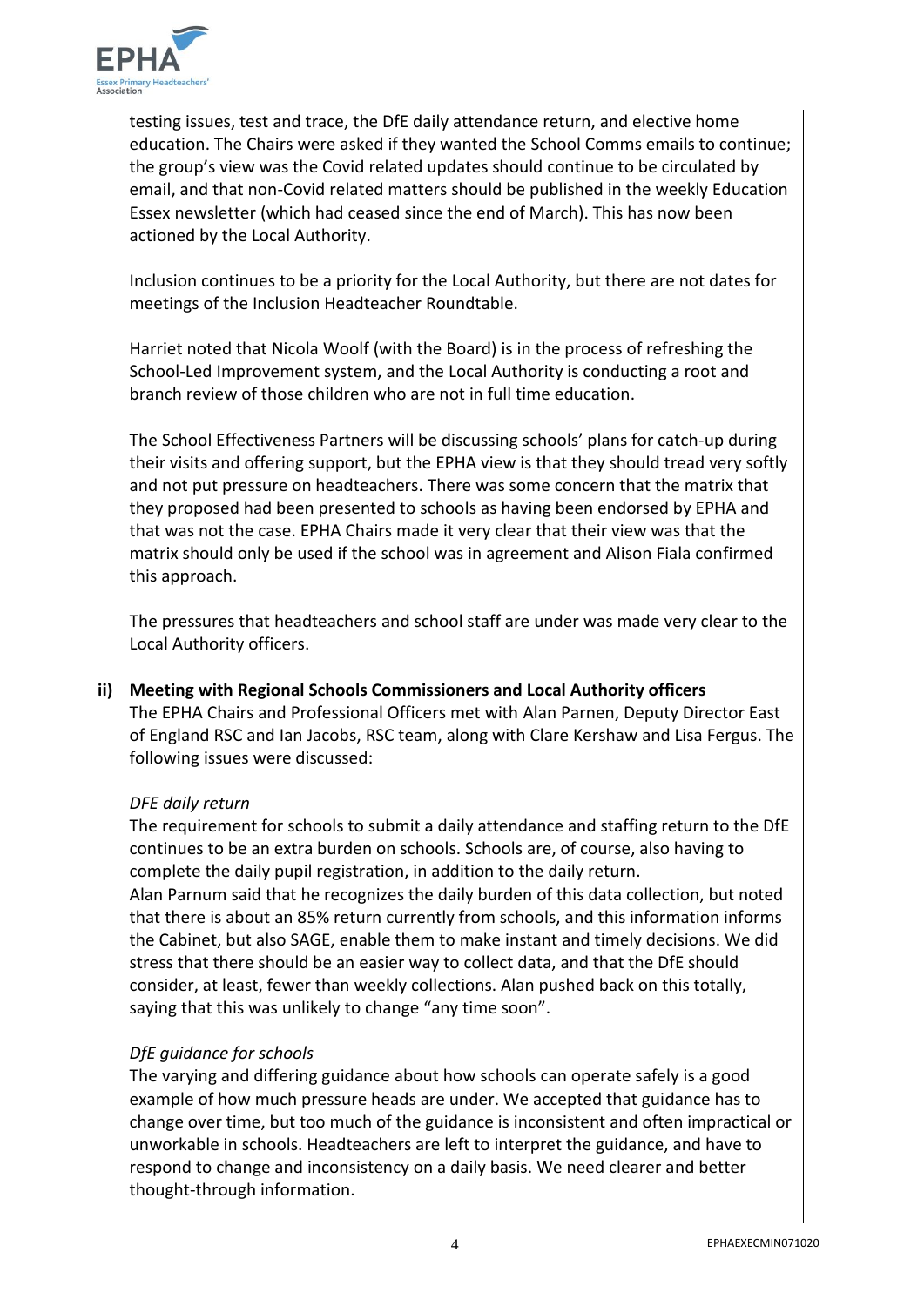testing issues, test and trace, the DfE daily attendance return, and elective home education. The Chairs were asked if they wanted the School Comms emails to continue; the group's view was the Covid related updates should continue to be circulated by email, and that non-Covid related matters should be published in the weekly Education Essex newsletter (which had ceased since the end of March). This has now been actioned by the Local Authority.

Inclusion continues to be a priority for the Local Authority, but there are not dates for meetings of the Inclusion Headteacher Roundtable.

Harriet noted that Nicola Woolf (with the Board) is in the process of refreshing the School-Led Improvement system, and the Local Authority is conducting a root and branch review of those children who are not in full time education.

The School Effectiveness Partners will be discussing schools' plans for catch-up during their visits and offering support, but the EPHA view is that they should tread very softly and not put pressure on headteachers. There was some concern that the matrix that they proposed had been presented to schools as having been endorsed by EPHA and that was not the case. EPHA Chairs made it very clear that their view was that the matrix should only be used if the school was in agreement and Alison Fiala confirmed this approach.

The pressures that headteachers and school staff are under was made very clear to the Local Authority officers.

**ii) Meeting with Regional Schools Commissioners and Local Authority officers**

The EPHA Chairs and Professional Officers met with Alan Parnen, Deputy Director East of England RSC and Ian Jacobs, RSC team, along with Clare Kershaw and Lisa Fergus. The following issues were discussed:

*DFE daily return*

The requirement for schools to submit a daily attendance and staffing return to the DfE continues to be an extra burden on schools. Schools are, of course, also having to complete the daily pupil registration, in addition to the daily return.
Alan Parnum said that he recognizes the daily burden of this data collection, but noted that there is about an 85% return currently from schools, and this information informs the Cabinet, but also SAGE, enable them to make instant and timely decisions. We did stress that there should be an easier way to collect data, and that the DfE should consider, at least, fewer than weekly collections. Alan pushed back on this totally, saying that this was unlikely to change "any time soon".

*DfE guidance for schools*

The varying and differing guidance about how schools can operate safely is a good example of how much pressure heads are under. We accepted that guidance has to change over time, but too much of the guidance is inconsistent and often impractical or unworkable in schools. Headteachers are left to interpret the guidance, and have to respond to change and inconsistency on a daily basis. We need clearer and better thought-through information.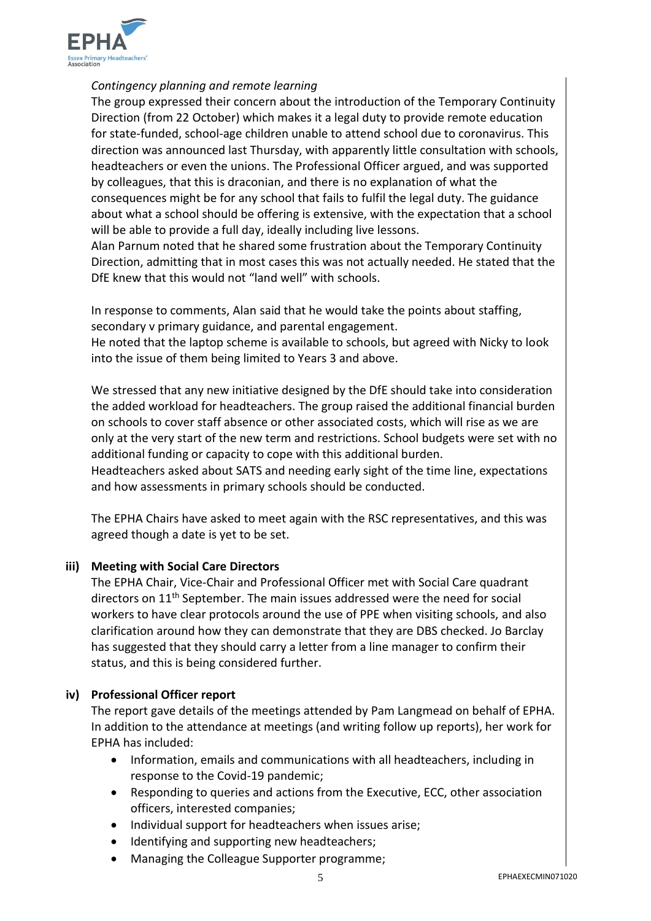*Contingency planning and remote learning*

The group expressed their concern about the introduction of the Temporary Continuity Direction (from 22 October) which makes it a legal duty to provide remote education for state-funded, school-age children unable to attend school due to coronavirus. This direction was announced last Thursday, with apparently little consultation with schools, headteachers or even the unions. The Professional Officer argued, and was supported by colleagues, that this is draconian, and there is no explanation of what the consequences might be for any school that fails to fulfil the legal duty. The guidance about what a school should be offering is extensive, with the expectation that a school will be able to provide a full day, ideally including live lessons.

Alan Parnum noted that he shared some frustration about the Temporary Continuity Direction, admitting that in most cases this was not actually needed. He stated that the DfE knew that this would not "land well" with schools.

In response to comments, Alan said that he would take the points about staffing, secondary v primary guidance, and parental engagement.

He noted that the laptop scheme is available to schools, but agreed with Nicky to look into the issue of them being limited to Years 3 and above.

We stressed that any new initiative designed by the DfE should take into consideration the added workload for headteachers. The group raised the additional financial burden on schools to cover staff absence or other associated costs, which will rise as we are only at the very start of the new term and restrictions. School budgets were set with no additional funding or capacity to cope with this additional burden.

Headteachers asked about SATS and needing early sight of the time line, expectations and how assessments in primary schools should be conducted.

The EPHA Chairs have asked to meet again with the RSC representatives, and this was agreed though a date is yet to be set.

**iii) Meeting with Social Care Directors**

The EPHA Chair, Vice-Chair and Professional Officer met with Social Care quadrant directors on 11th September. The main issues addressed were the need for social workers to have clear protocols around the use of PPE when visiting schools, and also clarification around how they can demonstrate that they are DBS checked. Jo Barclay has suggested that they should carry a letter from a line manager to confirm their status, and this is being considered further.

**iv) Professional Officer report**

The report gave details of the meetings attended by Pam Langmead on behalf of EPHA. In addition to the attendance at meetings (and writing follow up reports), her work for EPHA has included:

- Information, emails and communications with all headteachers, including in response to the Covid-19 pandemic;
- Responding to queries and actions from the Executive, ECC, other association officers, interested companies;
- Individual support for headteachers when issues arise;
- Identifying and supporting new headteachers;
- Managing the Colleague Supporter programme;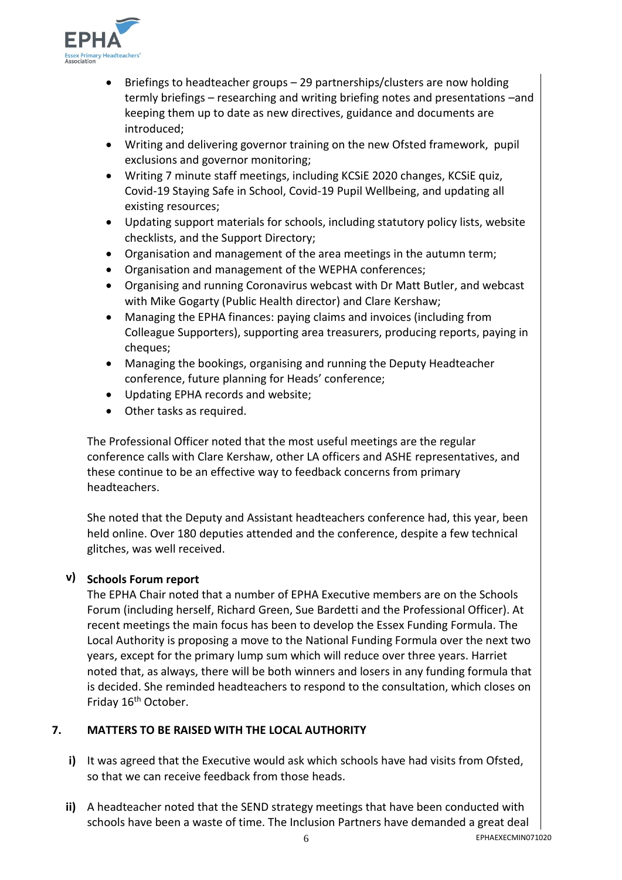- Briefings to headteacher groups – 29 partnerships/clusters are now holding termly briefings – researching and writing briefing notes and presentations –and keeping them up to date as new directives, guidance and documents are introduced;
- Writing and delivering governor training on the new Ofsted framework, pupil exclusions and governor monitoring;
- Writing 7 minute staff meetings, including KCSiE 2020 changes, KCSiE quiz, Covid-19 Staying Safe in School, Covid-19 Pupil Wellbeing, and updating all existing resources;
- Updating support materials for schools, including statutory policy lists, website checklists, and the Support Directory;
- Organisation and management of the area meetings in the autumn term;
- Organisation and management of the WEPHA conferences;
- Organising and running Coronavirus webcast with Dr Matt Butler, and webcast with Mike Gogarty (Public Health director) and Clare Kershaw;
- Managing the EPHA finances: paying claims and invoices (including from Colleague Supporters), supporting area treasurers, producing reports, paying in cheques;
- Managing the bookings, organising and running the Deputy Headteacher conference, future planning for Heads' conference;
- Updating EPHA records and website;
- Other tasks as required.

The Professional Officer noted that the most useful meetings are the regular conference calls with Clare Kershaw, other LA officers and ASHE representatives, and these continue to be an effective way to feedback concerns from primary headteachers.

She noted that the Deputy and Assistant headteachers conference had, this year, been held online. Over 180 deputies attended and the conference, despite a few technical glitches, was well received.

**v) Schools Forum report**

The EPHA Chair noted that a number of EPHA Executive members are on the Schools Forum (including herself, Richard Green, Sue Bardetti and the Professional Officer). At recent meetings the main focus has been to develop the Essex Funding Formula. The Local Authority is proposing a move to the National Funding Formula over the next two years, except for the primary lump sum which will reduce over three years. Harriet noted that, as always, there will be both winners and losers in any funding formula that is decided. She reminded headteachers to respond to the consultation, which closes on Friday 16th October.

## 7. MATTERS TO BE RAISED WITH THE LOCAL AUTHORITY

**i)** It was agreed that the Executive would ask which schools have had visits from Ofsted, so that we can receive feedback from those heads.

**ii)** A headteacher noted that the SEND strategy meetings that have been conducted with schools have been a waste of time. The Inclusion Partners have demanded a great deal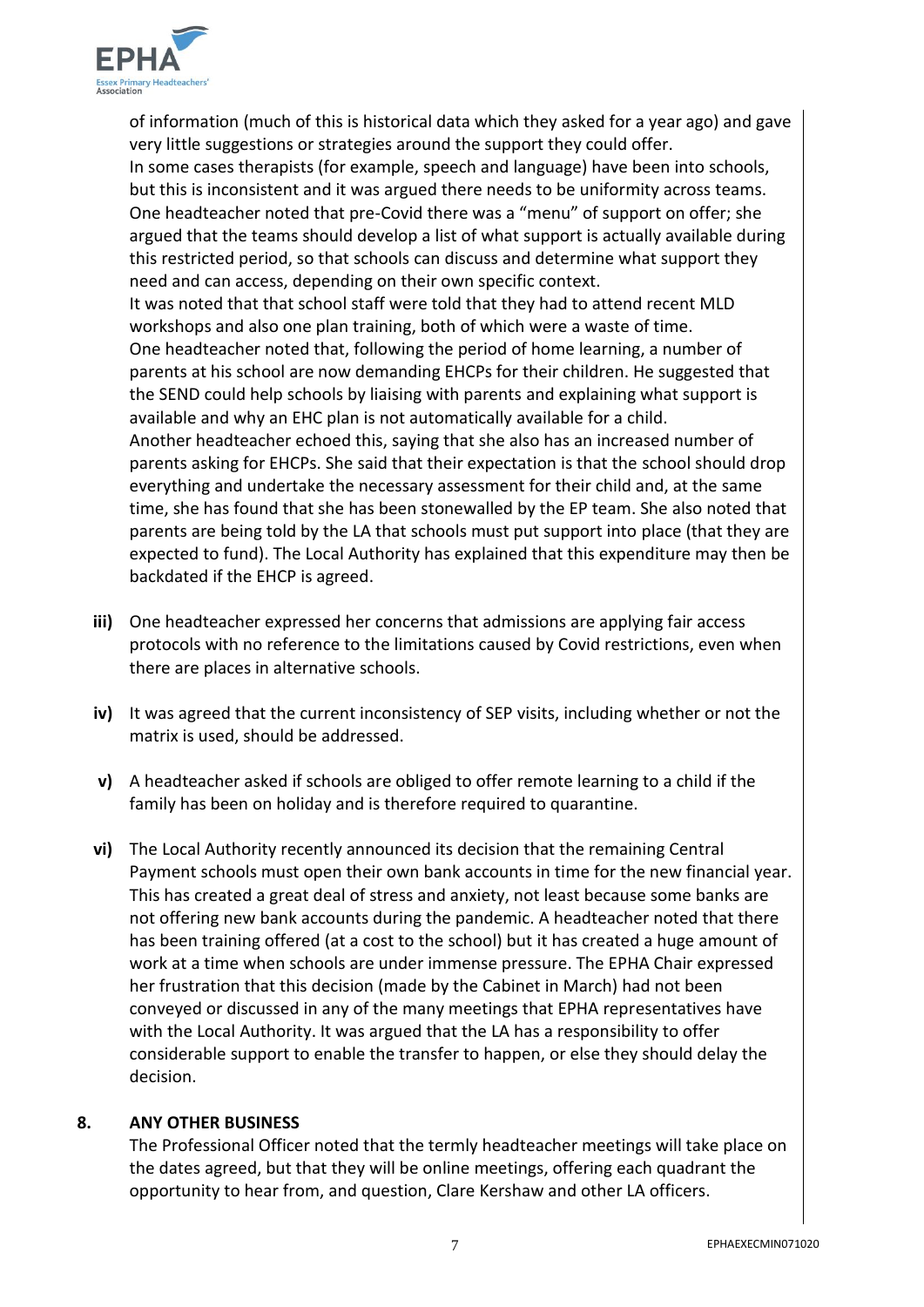of information (much of this is historical data which they asked for a year ago) and gave very little suggestions or strategies around the support they could offer.

In some cases therapists (for example, speech and language) have been into schools, but this is inconsistent and it was argued there needs to be uniformity across teams.

One headteacher noted that pre-Covid there was a "menu" of support on offer; she argued that the teams should develop a list of what support is actually available during this restricted period, so that schools can discuss and determine what support they need and can access, depending on their own specific context.

It was noted that that school staff were told that they had to attend recent MLD workshops and also one plan training, both of which were a waste of time.

One headteacher noted that, following the period of home learning, a number of parents at his school are now demanding EHCPs for their children. He suggested that the SEND could help schools by liaising with parents and explaining what support is available and why an EHC plan is not automatically available for a child.

Another headteacher echoed this, saying that she also has an increased number of parents asking for EHCPs. She said that their expectation is that the school should drop everything and undertake the necessary assessment for their child and, at the same time, she has found that she has been stonewalled by the EP team. She also noted that parents are being told by the LA that schools must put support into place (that they are expected to fund). The Local Authority has explained that this expenditure may then be backdated if the EHCP is agreed.

**iii)** One headteacher expressed her concerns that admissions are applying fair access protocols with no reference to the limitations caused by Covid restrictions, even when there are places in alternative schools.

**iv)** It was agreed that the current inconsistency of SEP visits, including whether or not the matrix is used, should be addressed.

**v)** A headteacher asked if schools are obliged to offer remote learning to a child if the family has been on holiday and is therefore required to quarantine.

**vi)** The Local Authority recently announced its decision that the remaining Central Payment schools must open their own bank accounts in time for the new financial year. This has created a great deal of stress and anxiety, not least because some banks are not offering new bank accounts during the pandemic. A headteacher noted that there has been training offered (at a cost to the school) but it has created a huge amount of work at a time when schools are under immense pressure. The EPHA Chair expressed her frustration that this decision (made by the Cabinet in March) had not been conveyed or discussed in any of the many meetings that EPHA representatives have with the Local Authority. It was argued that the LA has a responsibility to offer considerable support to enable the transfer to happen, or else they should delay the decision.

## 8. ANY OTHER BUSINESS

The Professional Officer noted that the termly headteacher meetings will take place on the dates agreed, but that they will be online meetings, offering each quadrant the opportunity to hear from, and question, Clare Kershaw and other LA officers.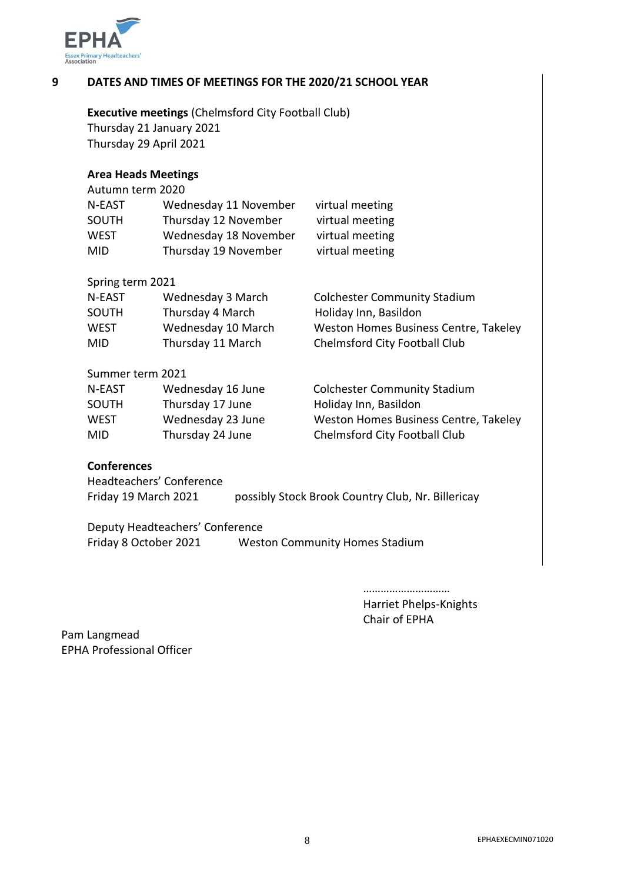## 9 DATES AND TIMES OF MEETINGS FOR THE 2020/21 SCHOOL YEAR

**Executive meetings** (Chelmsford City Football Club)
Thursday 21 January 2021
Thursday 29 April 2021

**Area Heads Meetings**

Autumn term 2020

| | | |
|---|---|---|
| N-EAST | Wednesday 11 November | virtual meeting |
| SOUTH | Thursday 12 November | virtual meeting |
| WEST | Wednesday 18 November | virtual meeting |
| MID | Thursday 19 November | virtual meeting |

Spring term 2021

| | | |
|---|---|---|
| N-EAST | Wednesday 3 March | Colchester Community Stadium |
| SOUTH | Thursday 4 March | Holiday Inn, Basildon |
| WEST | Wednesday 10 March | Weston Homes Business Centre, Takeley |
| MID | Thursday 11 March | Chelmsford City Football Club |

Summer term 2021

| | | |
|---|---|---|
| N-EAST | Wednesday 16 June | Colchester Community Stadium |
| SOUTH | Thursday 17 June | Holiday Inn, Basildon |
| WEST | Wednesday 23 June | Weston Homes Business Centre, Takeley |
| MID | Thursday 24 June | Chelmsford City Football Club |

**Conferences**

Headteachers' Conference
Friday 19 March 2021 possibly Stock Brook Country Club, Nr. Billericay

Deputy Headteachers' Conference
Friday 8 October 2021 Weston Community Homes Stadium

…………………………
Harriet Phelps-Knights
Chair of EPHA

Pam Langmead
EPHA Professional Officer